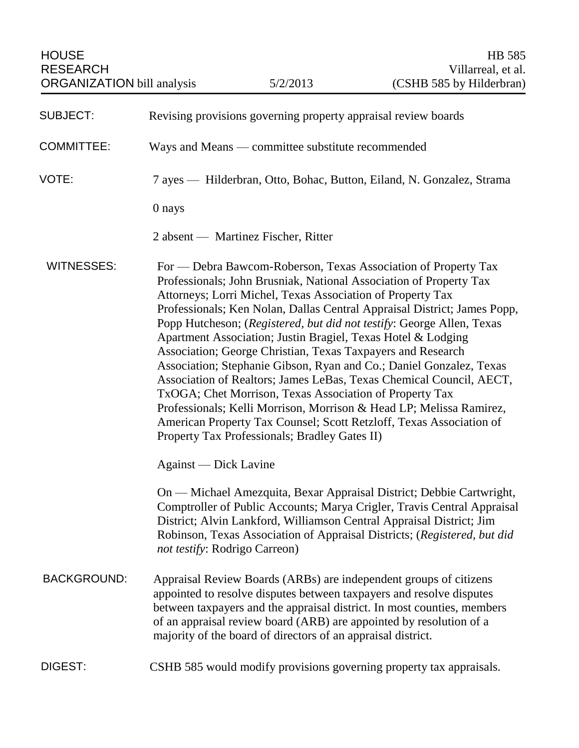HOUSE RESEARCH ORGANIZATION bill analysis | 5/2/2013 | HB 585 Villarreal, et al. (CSHB 585 by Hilderbran)

**SUBJECT:** Revising provisions governing property appraisal review boards

**COMMITTEE:** Ways and Means — committee substitute recommended

**VOTE:** 7 ayes — Hilderbran, Otto, Bohac, Button, Eiland, N. Gonzalez, Strama

0 nays

2 absent — Martinez Fischer, Ritter

**WITNESSES:** For — Debra Bawcom-Roberson, Texas Association of Property Tax Professionals; John Brusniak, National Association of Property Tax Attorneys; Lorri Michel, Texas Association of Property Tax Professionals; Ken Nolan, Dallas Central Appraisal District; James Popp, Popp Hutcheson; (*Registered, but did not testify*: George Allen, Texas Apartment Association; Justin Bragiel, Texas Hotel & Lodging Association; George Christian, Texas Taxpayers and Research Association; Stephanie Gibson, Ryan and Co.; Daniel Gonzalez, Texas Association of Realtors; James LeBas, Texas Chemical Council, AECT, TxOGA; Chet Morrison, Texas Association of Property Tax Professionals; Kelli Morrison, Morrison & Head LP; Melissa Ramirez, American Property Tax Counsel; Scott Retzloff, Texas Association of Property Tax Professionals; Bradley Gates II)

Against — Dick Lavine

On — Michael Amezquita, Bexar Appraisal District; Debbie Cartwright, Comptroller of Public Accounts; Marya Crigler, Travis Central Appraisal District; Alvin Lankford, Williamson Central Appraisal District; Jim Robinson, Texas Association of Appraisal Districts; (*Registered, but did not testify*: Rodrigo Carreon)

**BACKGROUND:** Appraisal Review Boards (ARBs) are independent groups of citizens appointed to resolve disputes between taxpayers and resolve disputes between taxpayers and the appraisal district. In most counties, members of an appraisal review board (ARB) are appointed by resolution of a majority of the board of directors of an appraisal district.

**DIGEST:** CSHB 585 would modify provisions governing property tax appraisals.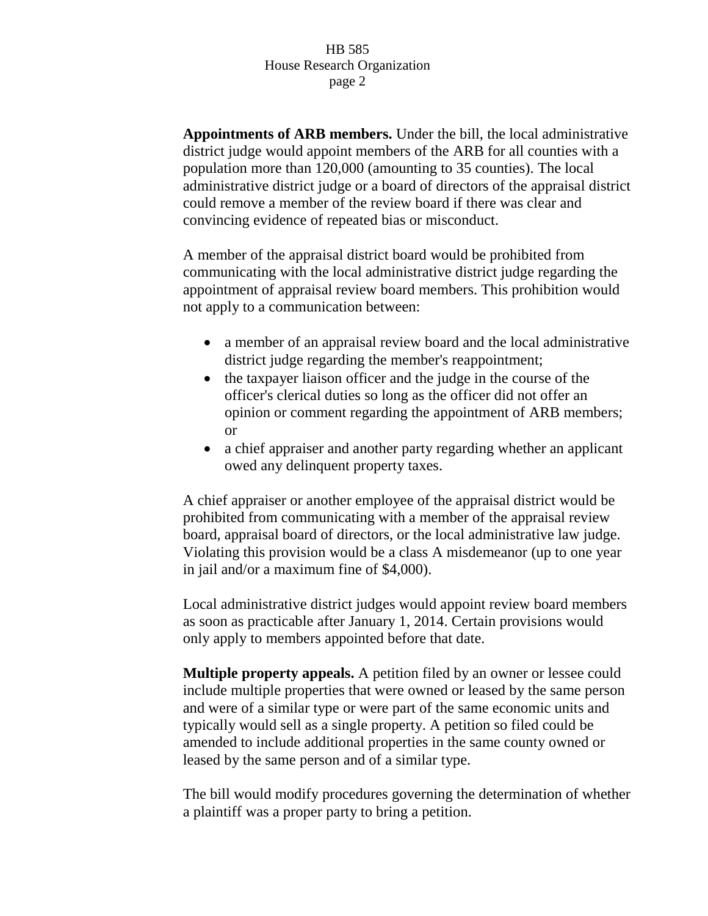**Appointments of ARB members.** Under the bill, the local administrative district judge would appoint members of the ARB for all counties with a population more than 120,000 (amounting to 35 counties). The local administrative district judge or a board of directors of the appraisal district could remove a member of the review board if there was clear and convincing evidence of repeated bias or misconduct.

A member of the appraisal district board would be prohibited from communicating with the local administrative district judge regarding the appointment of appraisal review board members. This prohibition would not apply to a communication between:

- a member of an appraisal review board and the local administrative district judge regarding the member's reappointment;
- the taxpayer liaison officer and the judge in the course of the officer's clerical duties so long as the officer did not offer an opinion or comment regarding the appointment of ARB members; or
- a chief appraiser and another party regarding whether an applicant owed any delinquent property taxes.

A chief appraiser or another employee of the appraisal district would be prohibited from communicating with a member of the appraisal review board, appraisal board of directors, or the local administrative law judge. Violating this provision would be a class A misdemeanor (up to one year in jail and/or a maximum fine of $4,000).

Local administrative district judges would appoint review board members as soon as practicable after January 1, 2014. Certain provisions would only apply to members appointed before that date.

**Multiple property appeals.** A petition filed by an owner or lessee could include multiple properties that were owned or leased by the same person and were of a similar type or were part of the same economic units and typically would sell as a single property. A petition so filed could be amended to include additional properties in the same county owned or leased by the same person and of a similar type.

The bill would modify procedures governing the determination of whether a plaintiff was a proper party to bring a petition.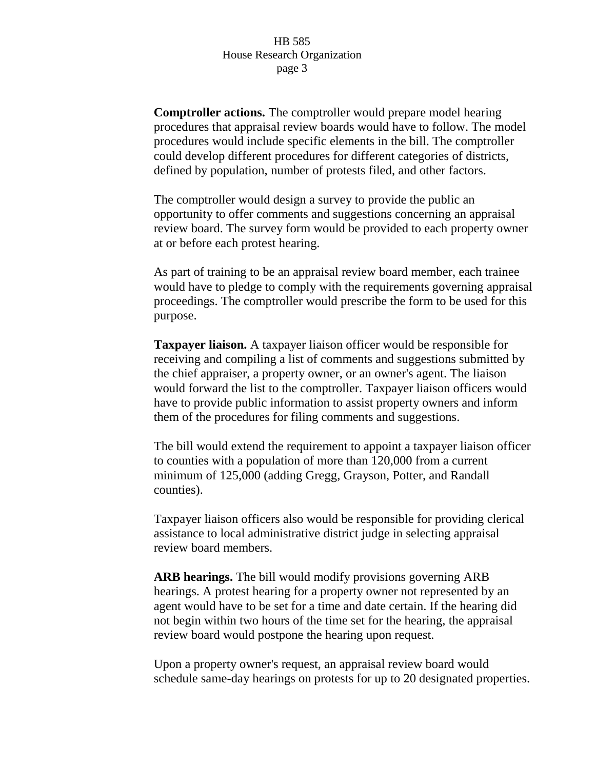**Comptroller actions.** The comptroller would prepare model hearing procedures that appraisal review boards would have to follow. The model procedures would include specific elements in the bill. The comptroller could develop different procedures for different categories of districts, defined by population, number of protests filed, and other factors.

The comptroller would design a survey to provide the public an opportunity to offer comments and suggestions concerning an appraisal review board. The survey form would be provided to each property owner at or before each protest hearing.

As part of training to be an appraisal review board member, each trainee would have to pledge to comply with the requirements governing appraisal proceedings. The comptroller would prescribe the form to be used for this purpose.

**Taxpayer liaison.** A taxpayer liaison officer would be responsible for receiving and compiling a list of comments and suggestions submitted by the chief appraiser, a property owner, or an owner's agent. The liaison would forward the list to the comptroller. Taxpayer liaison officers would have to provide public information to assist property owners and inform them of the procedures for filing comments and suggestions.

The bill would extend the requirement to appoint a taxpayer liaison officer to counties with a population of more than 120,000 from a current minimum of 125,000 (adding Gregg, Grayson, Potter, and Randall counties).

Taxpayer liaison officers also would be responsible for providing clerical assistance to local administrative district judge in selecting appraisal review board members.

**ARB hearings.** The bill would modify provisions governing ARB hearings. A protest hearing for a property owner not represented by an agent would have to be set for a time and date certain. If the hearing did not begin within two hours of the time set for the hearing, the appraisal review board would postpone the hearing upon request.

Upon a property owner's request, an appraisal review board would schedule same-day hearings on protests for up to 20 designated properties.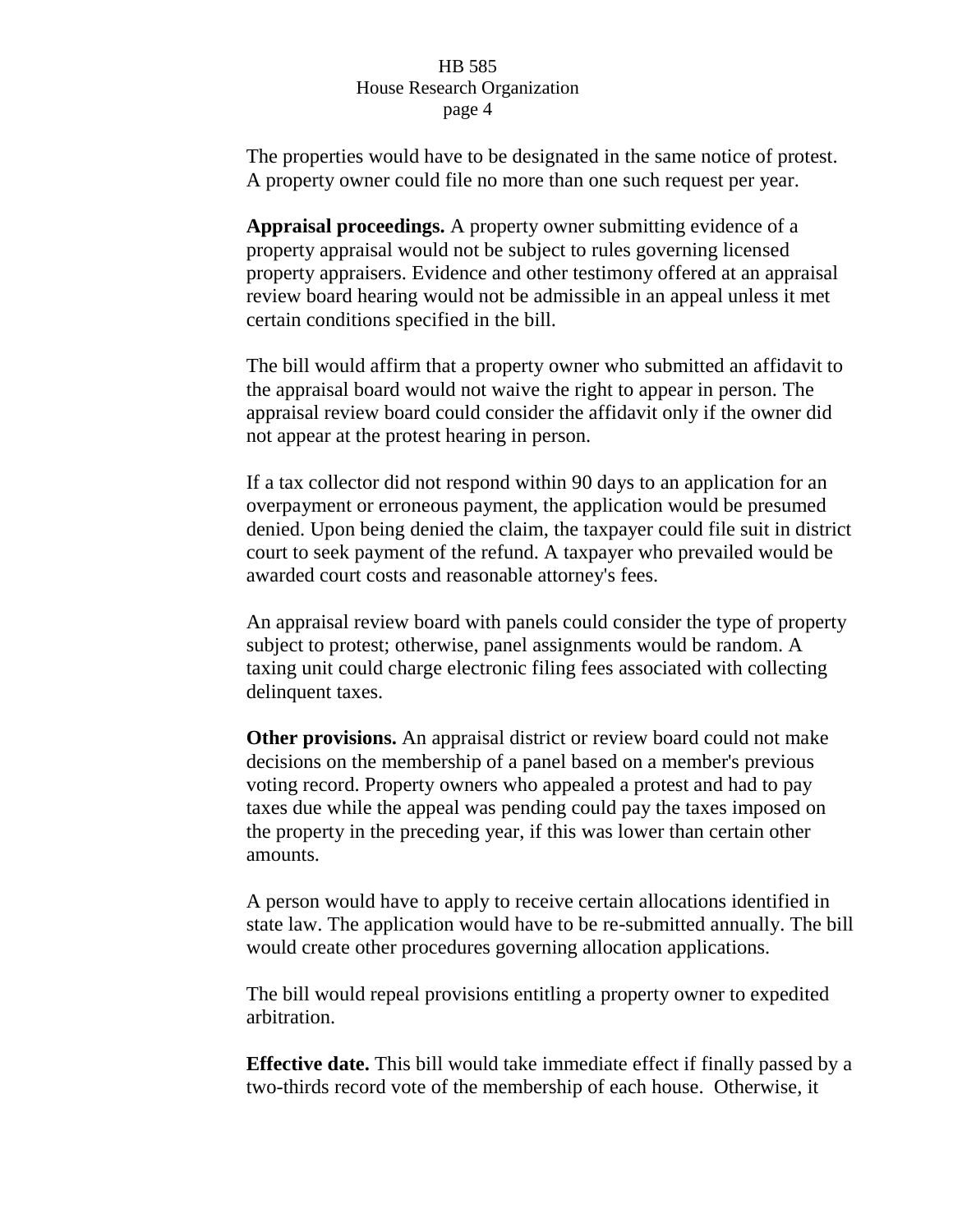The properties would have to be designated in the same notice of protest. A property owner could file no more than one such request per year.

**Appraisal proceedings.** A property owner submitting evidence of a property appraisal would not be subject to rules governing licensed property appraisers. Evidence and other testimony offered at an appraisal review board hearing would not be admissible in an appeal unless it met certain conditions specified in the bill.

The bill would affirm that a property owner who submitted an affidavit to the appraisal board would not waive the right to appear in person. The appraisal review board could consider the affidavit only if the owner did not appear at the protest hearing in person.

If a tax collector did not respond within 90 days to an application for an overpayment or erroneous payment, the application would be presumed denied. Upon being denied the claim, the taxpayer could file suit in district court to seek payment of the refund. A taxpayer who prevailed would be awarded court costs and reasonable attorney's fees.

An appraisal review board with panels could consider the type of property subject to protest; otherwise, panel assignments would be random. A taxing unit could charge electronic filing fees associated with collecting delinquent taxes.

**Other provisions.** An appraisal district or review board could not make decisions on the membership of a panel based on a member's previous voting record. Property owners who appealed a protest and had to pay taxes due while the appeal was pending could pay the taxes imposed on the property in the preceding year, if this was lower than certain other amounts.

A person would have to apply to receive certain allocations identified in state law. The application would have to be re-submitted annually. The bill would create other procedures governing allocation applications.

The bill would repeal provisions entitling a property owner to expedited arbitration.

**Effective date.** This bill would take immediate effect if finally passed by a two-thirds record vote of the membership of each house. Otherwise, it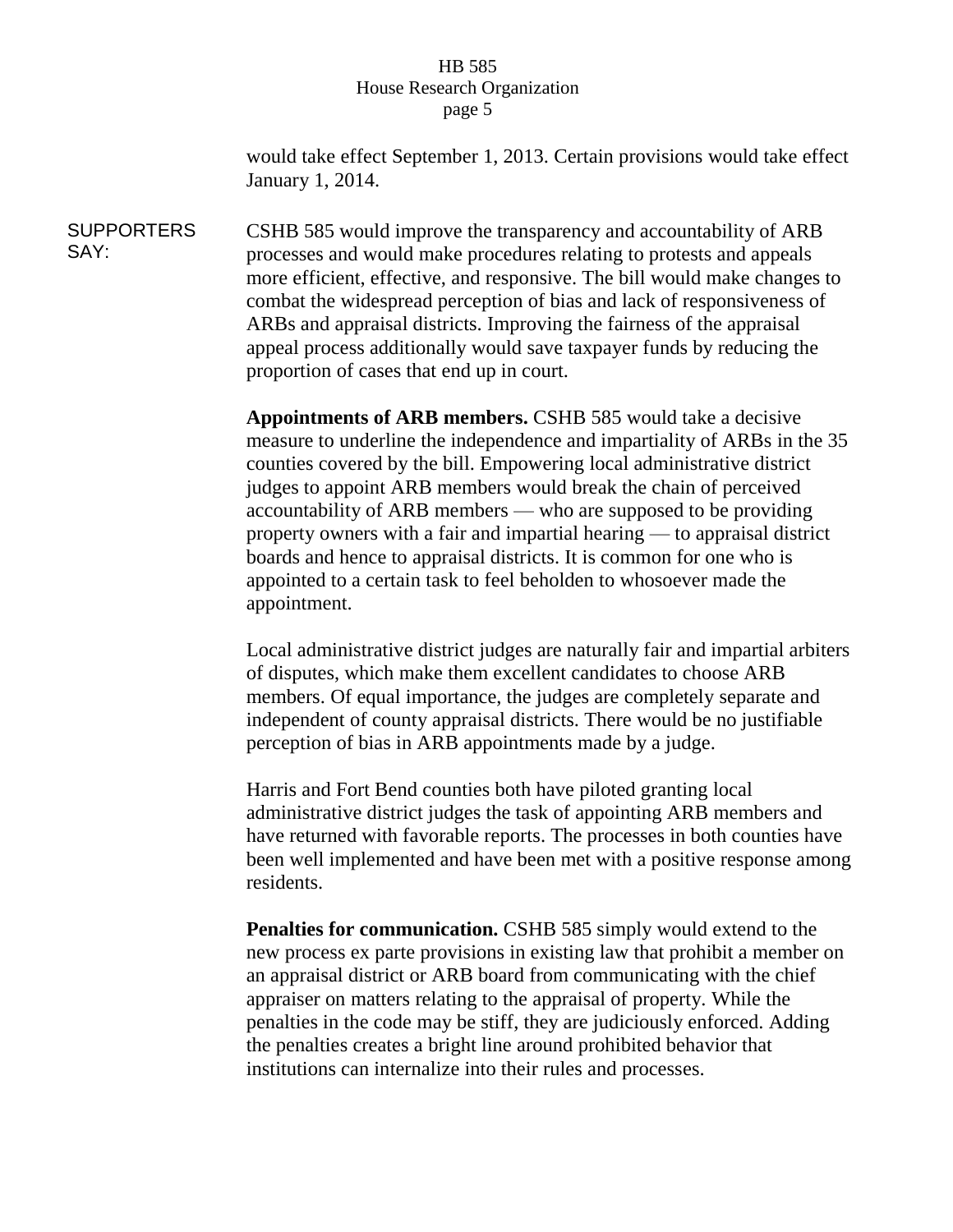would take effect September 1, 2013. Certain provisions would take effect January 1, 2014.

**SUPPORTERS SAY:**

CSHB 585 would improve the transparency and accountability of ARB processes and would make procedures relating to protests and appeals more efficient, effective, and responsive. The bill would make changes to combat the widespread perception of bias and lack of responsiveness of ARBs and appraisal districts. Improving the fairness of the appraisal appeal process additionally would save taxpayer funds by reducing the proportion of cases that end up in court.

**Appointments of ARB members.** CSHB 585 would take a decisive measure to underline the independence and impartiality of ARBs in the 35 counties covered by the bill. Empowering local administrative district judges to appoint ARB members would break the chain of perceived accountability of ARB members — who are supposed to be providing property owners with a fair and impartial hearing — to appraisal district boards and hence to appraisal districts. It is common for one who is appointed to a certain task to feel beholden to whosoever made the appointment.

Local administrative district judges are naturally fair and impartial arbiters of disputes, which make them excellent candidates to choose ARB members. Of equal importance, the judges are completely separate and independent of county appraisal districts. There would be no justifiable perception of bias in ARB appointments made by a judge.

Harris and Fort Bend counties both have piloted granting local administrative district judges the task of appointing ARB members and have returned with favorable reports. The processes in both counties have been well implemented and have been met with a positive response among residents.

**Penalties for communication.** CSHB 585 simply would extend to the new process ex parte provisions in existing law that prohibit a member on an appraisal district or ARB board from communicating with the chief appraiser on matters relating to the appraisal of property. While the penalties in the code may be stiff, they are judiciously enforced. Adding the penalties creates a bright line around prohibited behavior that institutions can internalize into their rules and processes.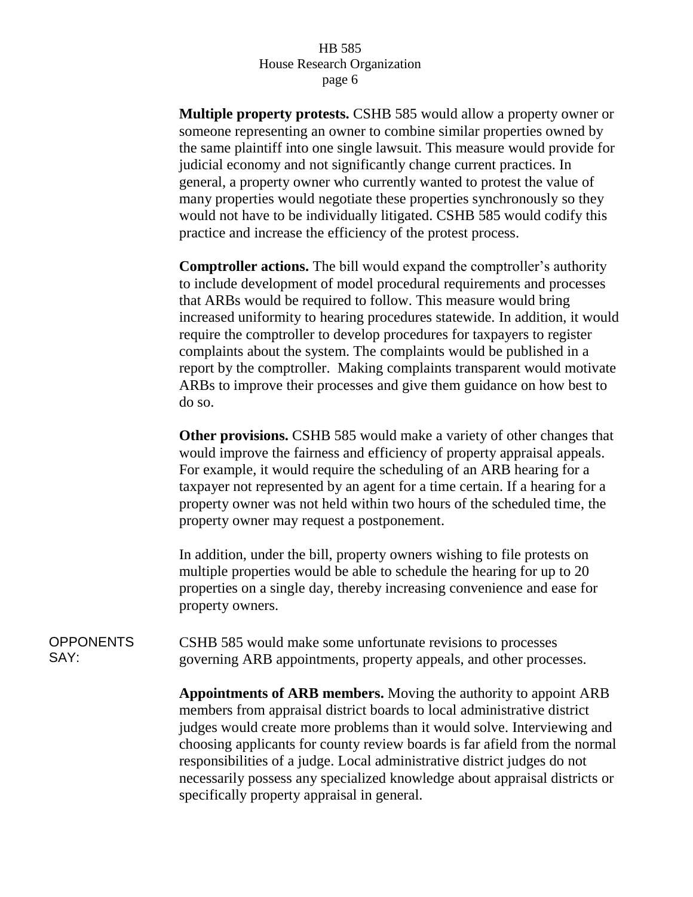**Multiple property protests.** CSHB 585 would allow a property owner or someone representing an owner to combine similar properties owned by the same plaintiff into one single lawsuit. This measure would provide for judicial economy and not significantly change current practices. In general, a property owner who currently wanted to protest the value of many properties would negotiate these properties synchronously so they would not have to be individually litigated. CSHB 585 would codify this practice and increase the efficiency of the protest process.

**Comptroller actions.** The bill would expand the comptroller's authority to include development of model procedural requirements and processes that ARBs would be required to follow. This measure would bring increased uniformity to hearing procedures statewide. In addition, it would require the comptroller to develop procedures for taxpayers to register complaints about the system. The complaints would be published in a report by the comptroller. Making complaints transparent would motivate ARBs to improve their processes and give them guidance on how best to do so.

**Other provisions.** CSHB 585 would make a variety of other changes that would improve the fairness and efficiency of property appraisal appeals. For example, it would require the scheduling of an ARB hearing for a taxpayer not represented by an agent for a time certain. If a hearing for a property owner was not held within two hours of the scheduled time, the property owner may request a postponement.

In addition, under the bill, property owners wishing to file protests on multiple properties would be able to schedule the hearing for up to 20 properties on a single day, thereby increasing convenience and ease for property owners.

OPPONENTS SAY:

CSHB 585 would make some unfortunate revisions to processes governing ARB appointments, property appeals, and other processes.

**Appointments of ARB members.** Moving the authority to appoint ARB members from appraisal district boards to local administrative district judges would create more problems than it would solve. Interviewing and choosing applicants for county review boards is far afield from the normal responsibilities of a judge. Local administrative district judges do not necessarily possess any specialized knowledge about appraisal districts or specifically property appraisal in general.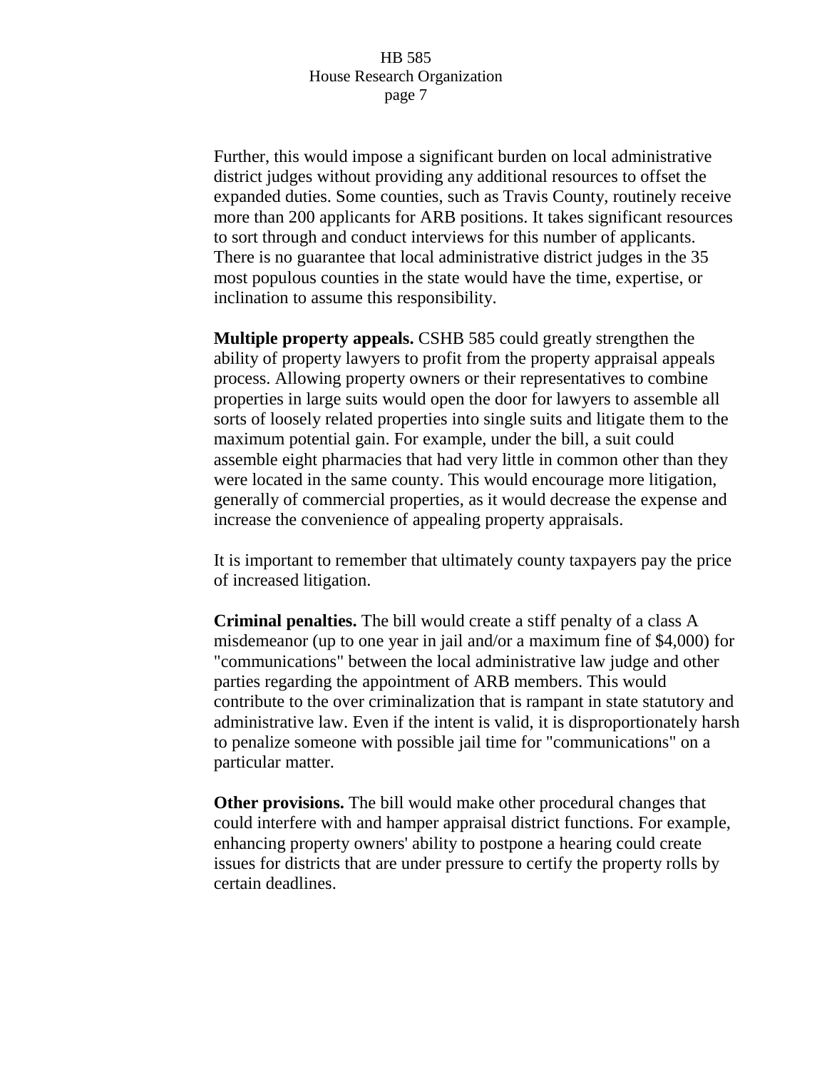Further, this would impose a significant burden on local administrative district judges without providing any additional resources to offset the expanded duties. Some counties, such as Travis County, routinely receive more than 200 applicants for ARB positions. It takes significant resources to sort through and conduct interviews for this number of applicants. There is no guarantee that local administrative district judges in the 35 most populous counties in the state would have the time, expertise, or inclination to assume this responsibility.

**Multiple property appeals.** CSHB 585 could greatly strengthen the ability of property lawyers to profit from the property appraisal appeals process. Allowing property owners or their representatives to combine properties in large suits would open the door for lawyers to assemble all sorts of loosely related properties into single suits and litigate them to the maximum potential gain. For example, under the bill, a suit could assemble eight pharmacies that had very little in common other than they were located in the same county. This would encourage more litigation, generally of commercial properties, as it would decrease the expense and increase the convenience of appealing property appraisals.

It is important to remember that ultimately county taxpayers pay the price of increased litigation.

**Criminal penalties.** The bill would create a stiff penalty of a class A misdemeanor (up to one year in jail and/or a maximum fine of $4,000) for "communications" between the local administrative law judge and other parties regarding the appointment of ARB members. This would contribute to the over criminalization that is rampant in state statutory and administrative law. Even if the intent is valid, it is disproportionately harsh to penalize someone with possible jail time for "communications" on a particular matter.

**Other provisions.** The bill would make other procedural changes that could interfere with and hamper appraisal district functions. For example, enhancing property owners' ability to postpone a hearing could create issues for districts that are under pressure to certify the property rolls by certain deadlines.